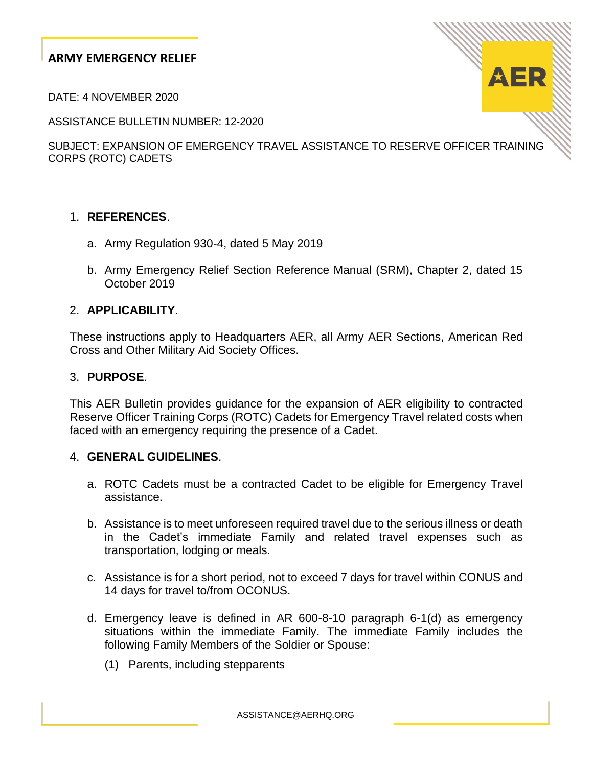## ARMY EMERGENCY RELIEF

DATE: 4 NOVEMBER 2020

ASSISTANCE BULLETIN NUMBER: 12-2020

SUBJECT: EXPANSION OF EMERGENCY TRAVEL ASSISTANCE TO RESERVE OFFICER TRAINING CORPS (ROTC) CADETS

1. **REFERENCES**.

    a. Army Regulation 930-4, dated 5 May 2019

    b. Army Emergency Relief Section Reference Manual (SRM), Chapter 2, dated 15 October 2019

2. **APPLICABILITY**.

These instructions apply to Headquarters AER, all Army AER Sections, American Red Cross and Other Military Aid Society Offices.

3. **PURPOSE**.

This AER Bulletin provides guidance for the expansion of AER eligibility to contracted Reserve Officer Training Corps (ROTC) Cadets for Emergency Travel related costs when faced with an emergency requiring the presence of a Cadet.

4. **GENERAL GUIDELINES**.

    a. ROTC Cadets must be a contracted Cadet to be eligible for Emergency Travel assistance.

    b. Assistance is to meet unforeseen required travel due to the serious illness or death in the Cadet's immediate Family and related travel expenses such as transportation, lodging or meals.

    c. Assistance is for a short period, not to exceed 7 days for travel within CONUS and 14 days for travel to/from OCONUS.

    d. Emergency leave is defined in AR 600-8-10 paragraph 6-1(d) as emergency situations within the immediate Family. The immediate Family includes the following Family Members of the Soldier or Spouse:

        (1) Parents, including stepparents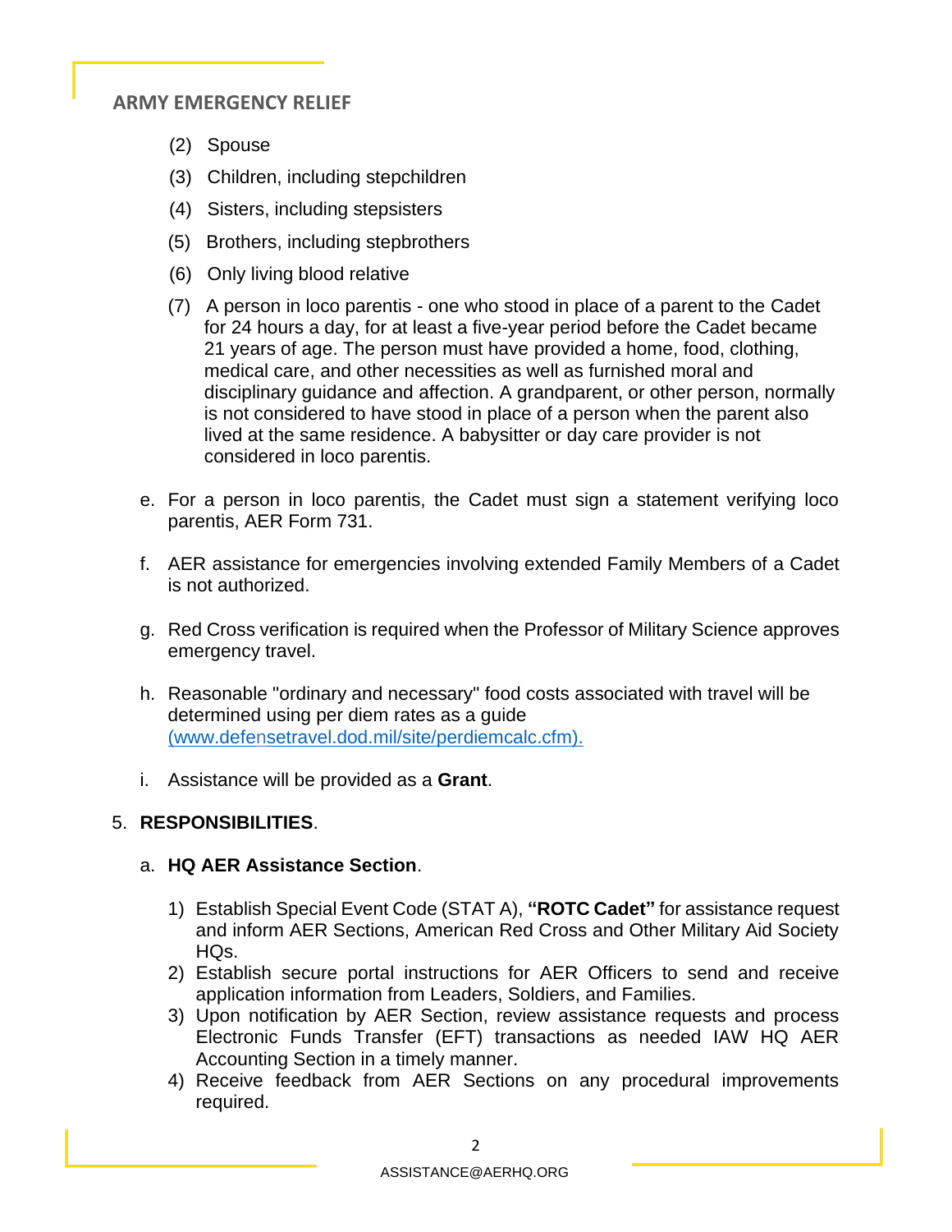(2) Spouse

(3) Children, including stepchildren

(4) Sisters, including stepsisters

(5) Brothers, including stepbrothers

(6) Only living blood relative

(7) A person in loco parentis - one who stood in place of a parent to the Cadet for 24 hours a day, for at least a five-year period before the Cadet became 21 years of age. The person must have provided a home, food, clothing, medical care, and other necessities as well as furnished moral and disciplinary guidance and affection. A grandparent, or other person, normally is not considered to have stood in place of a person when the parent also lived at the same residence. A babysitter or day care provider is not considered in loco parentis.

e. For a person in loco parentis, the Cadet must sign a statement verifying loco parentis, AER Form 731.

f. AER assistance for emergencies involving extended Family Members of a Cadet is not authorized.

g. Red Cross verification is required when the Professor of Military Science approves emergency travel.

h. Reasonable "ordinary and necessary" food costs associated with travel will be determined using per diem rates as a guide (www.defensetravel.dod.mil/site/perdiemcalc.cfm).

i. Assistance will be provided as a **Grant**.

5. **RESPONSIBILITIES**.

a. **HQ AER Assistance Section**.

1) Establish Special Event Code (STAT A), **"ROTC Cadet"** for assistance request and inform AER Sections, American Red Cross and Other Military Aid Society HQs.
2) Establish secure portal instructions for AER Officers to send and receive application information from Leaders, Soldiers, and Families.
3) Upon notification by AER Section, review assistance requests and process Electronic Funds Transfer (EFT) transactions as needed IAW HQ AER Accounting Section in a timely manner.
4) Receive feedback from AER Sections on any procedural improvements required.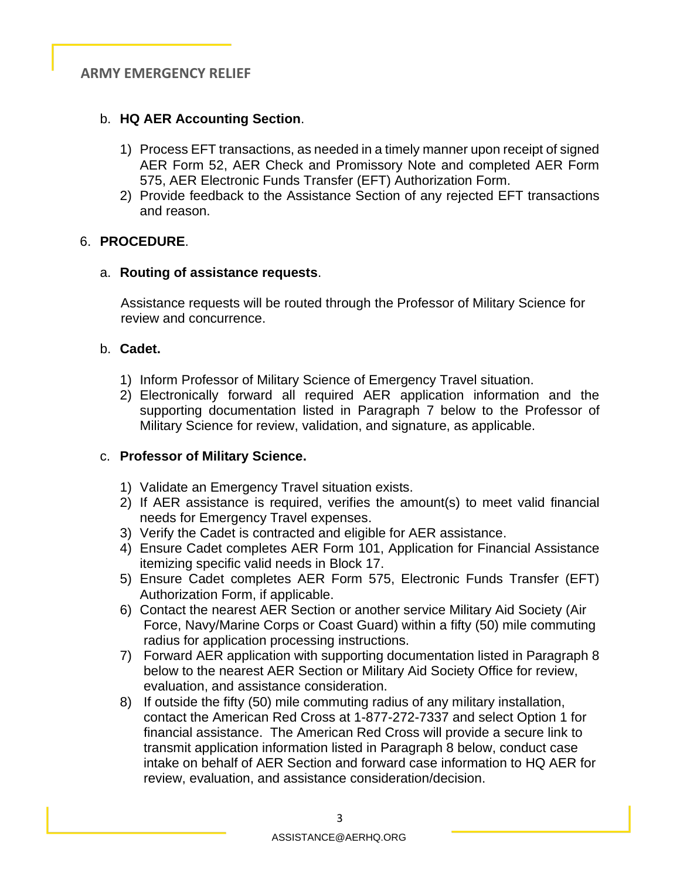b. **HQ AER Accounting Section**.

1) Process EFT transactions, as needed in a timely manner upon receipt of signed AER Form 52, AER Check and Promissory Note and completed AER Form 575, AER Electronic Funds Transfer (EFT) Authorization Form.
2) Provide feedback to the Assistance Section of any rejected EFT transactions and reason.

6. **PROCEDURE**.

a. **Routing of assistance requests**.

Assistance requests will be routed through the Professor of Military Science for review and concurrence.

b. **Cadet.**

1) Inform Professor of Military Science of Emergency Travel situation.
2) Electronically forward all required AER application information and the supporting documentation listed in Paragraph 7 below to the Professor of Military Science for review, validation, and signature, as applicable.

c. **Professor of Military Science.**

1) Validate an Emergency Travel situation exists.
2) If AER assistance is required, verifies the amount(s) to meet valid financial needs for Emergency Travel expenses.
3) Verify the Cadet is contracted and eligible for AER assistance.
4) Ensure Cadet completes AER Form 101, Application for Financial Assistance itemizing specific valid needs in Block 17.
5) Ensure Cadet completes AER Form 575, Electronic Funds Transfer (EFT) Authorization Form, if applicable.
6) Contact the nearest AER Section or another service Military Aid Society (Air Force, Navy/Marine Corps or Coast Guard) within a fifty (50) mile commuting radius for application processing instructions.
7) Forward AER application with supporting documentation listed in Paragraph 8 below to the nearest AER Section or Military Aid Society Office for review, evaluation, and assistance consideration.
8) If outside the fifty (50) mile commuting radius of any military installation, contact the American Red Cross at 1-877-272-7337 and select Option 1 for financial assistance. The American Red Cross will provide a secure link to transmit application information listed in Paragraph 8 below, conduct case intake on behalf of AER Section and forward case information to HQ AER for review, evaluation, and assistance consideration/decision.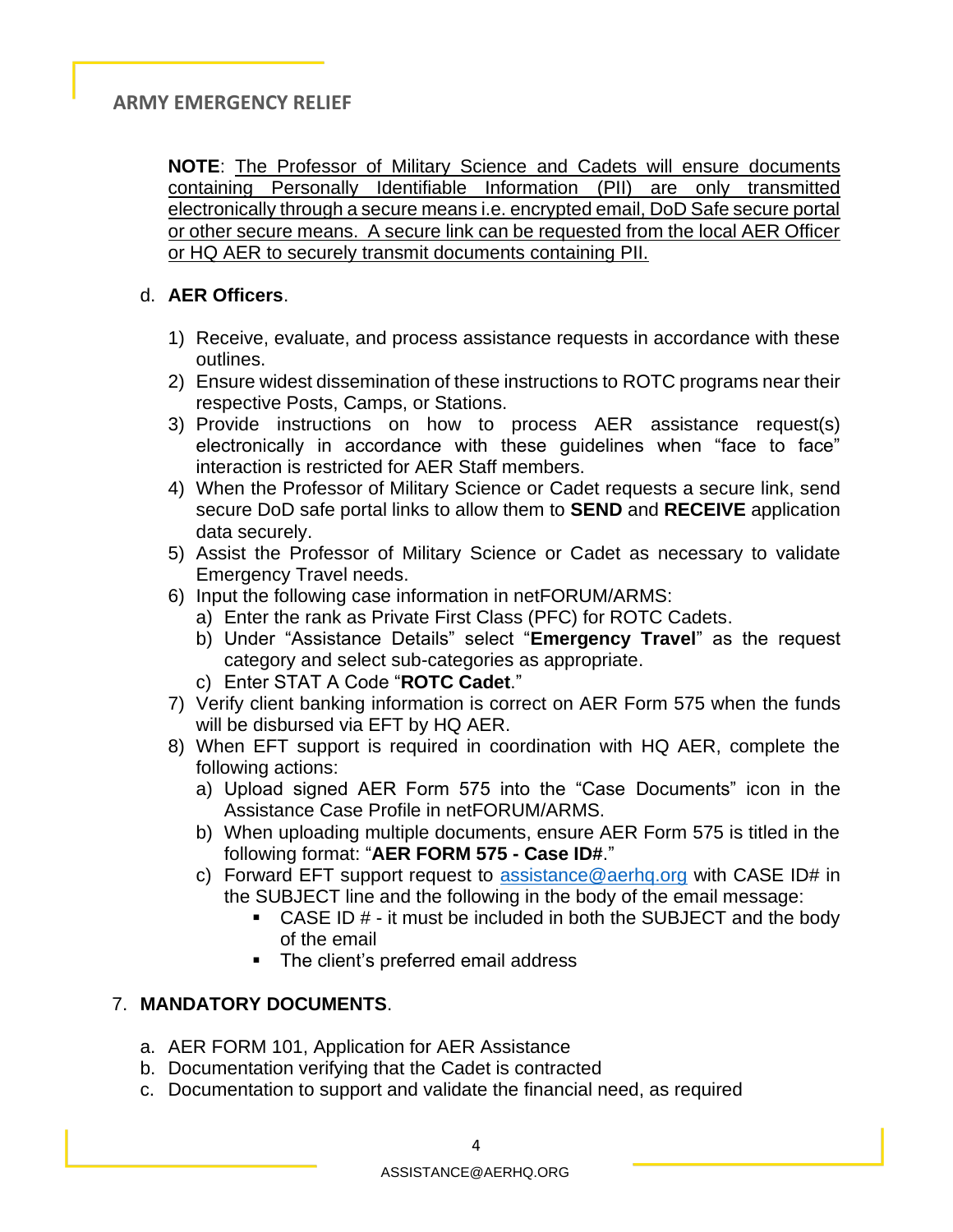**NOTE**: <u>The Professor of Military Science and Cadets will ensure documents containing Personally Identifiable Information (PII) are only transmitted electronically through a secure means i.e. encrypted email, DoD Safe secure portal or other secure means. A secure link can be requested from the local AER Officer or HQ AER to securely transmit documents containing PII.</u>

d. **AER Officers**.

1) Receive, evaluate, and process assistance requests in accordance with these outlines.
2) Ensure widest dissemination of these instructions to ROTC programs near their respective Posts, Camps, or Stations.
3) Provide instructions on how to process AER assistance request(s) electronically in accordance with these guidelines when "face to face" interaction is restricted for AER Staff members.
4) When the Professor of Military Science or Cadet requests a secure link, send secure DoD safe portal links to allow them to **SEND** and **RECEIVE** application data securely.
5) Assist the Professor of Military Science or Cadet as necessary to validate Emergency Travel needs.
6) Input the following case information in netFORUM/ARMS:
   a) Enter the rank as Private First Class (PFC) for ROTC Cadets.
   b) Under "Assistance Details" select "**Emergency Travel**" as the request category and select sub-categories as appropriate.
   c) Enter STAT A Code "**ROTC Cadet**."
7) Verify client banking information is correct on AER Form 575 when the funds will be disbursed via EFT by HQ AER.
8) When EFT support is required in coordination with HQ AER, complete the following actions:
   a) Upload signed AER Form 575 into the "Case Documents" icon in the Assistance Case Profile in netFORUM/ARMS.
   b) When uploading multiple documents, ensure AER Form 575 is titled in the following format: "**AER FORM 575 - Case ID#**."
   c) Forward EFT support request to assistance@aerhq.org with CASE ID# in the SUBJECT line and the following in the body of the email message:
      - CASE ID # - it must be included in both the SUBJECT and the body of the email
      - The client's preferred email address

7. **MANDATORY DOCUMENTS**.

a. AER FORM 101, Application for AER Assistance
b. Documentation verifying that the Cadet is contracted
c. Documentation to support and validate the financial need, as required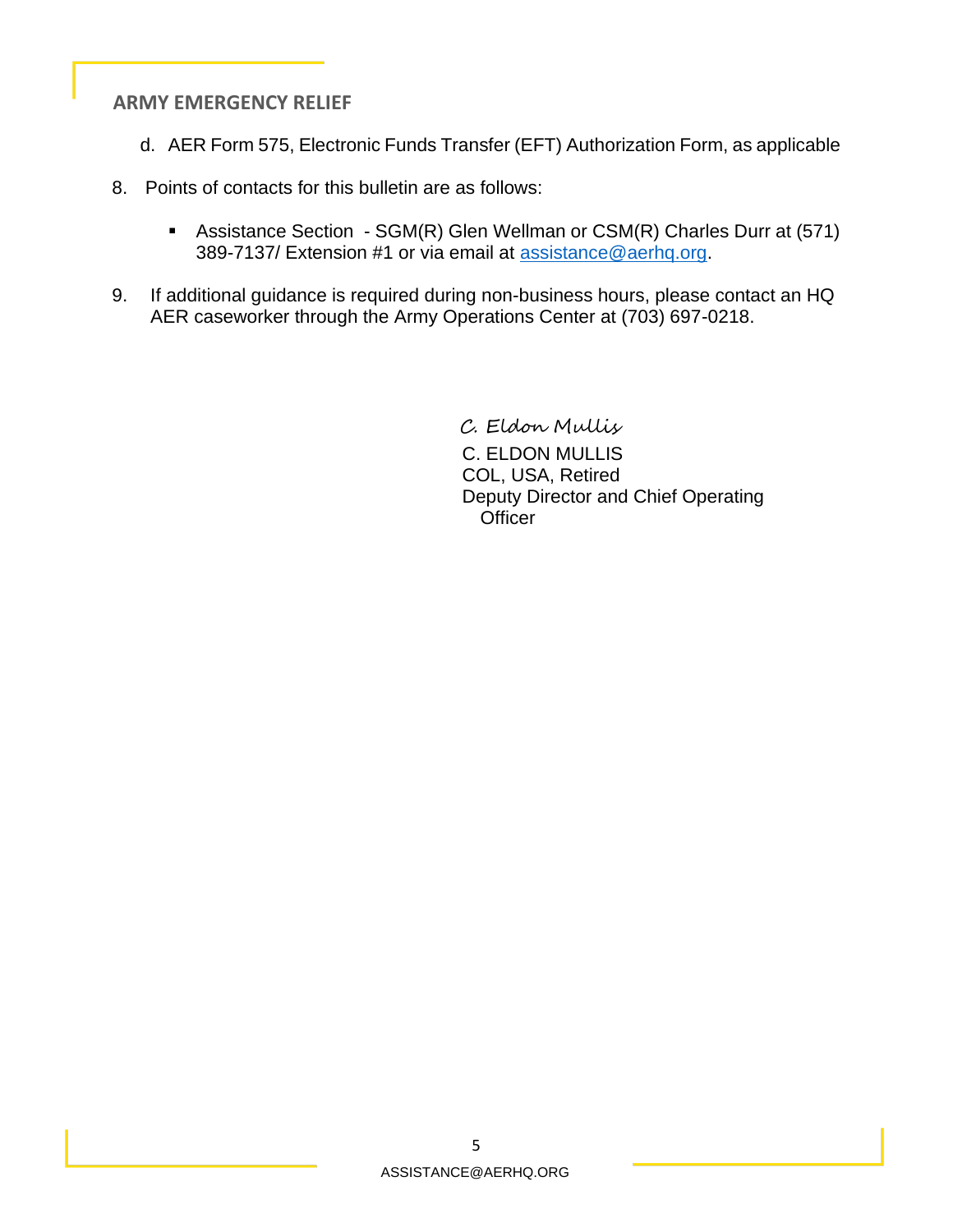d. AER Form 575, Electronic Funds Transfer (EFT) Authorization Form, as applicable

8. Points of contacts for this bulletin are as follows:

   - Assistance Section - SGM(R) Glen Wellman or CSM(R) Charles Durr at (571) 389-7137/ Extension #1 or via email at assistance@aerhq.org.

9. If additional guidance is required during non-business hours, please contact an HQ AER caseworker through the Army Operations Center at (703) 697-0218.

*C. Eldon Mullis*

C. ELDON MULLIS
COL, USA, Retired
Deputy Director and Chief Operating Officer